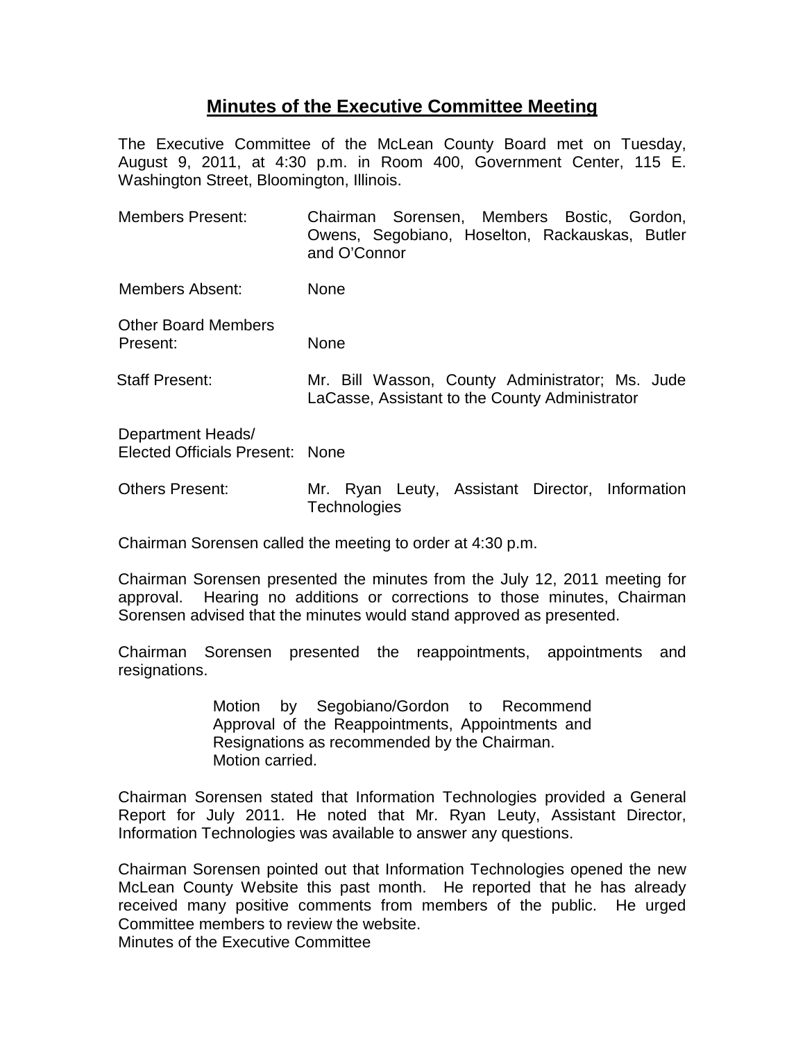# Minutes of the Executive Committee Meeting

The Executive Committee of the McLean County Board met on Tuesday, August 9, 2011, at 4:30 p.m. in Room 400, Government Center, 115 E. Washington Street, Bloomington, Illinois.

| | |
|---|---|
| Members Present: | Chairman Sorensen, Members Bostic, Gordon, Owens, Segobiano, Hoselton, Rackauskas, Butler and O'Connor |
| Members Absent: | None |
| Other Board Members Present: | None |
| Staff Present: | Mr. Bill Wasson, County Administrator; Ms. Jude LaCasse, Assistant to the County Administrator |
| Department Heads/ Elected Officials Present: | None |
| Others Present: | Mr. Ryan Leuty, Assistant Director, Information Technologies |

Chairman Sorensen called the meeting to order at 4:30 p.m.

Chairman Sorensen presented the minutes from the July 12, 2011 meeting for approval. Hearing no additions or corrections to those minutes, Chairman Sorensen advised that the minutes would stand approved as presented.

Chairman Sorensen presented the reappointments, appointments and resignations.

> Motion by Segobiano/Gordon to Recommend Approval of the Reappointments, Appointments and Resignations as recommended by the Chairman.
> Motion carried.

Chairman Sorensen stated that Information Technologies provided a General Report for July 2011. He noted that Mr. Ryan Leuty, Assistant Director, Information Technologies was available to answer any questions.

Chairman Sorensen pointed out that Information Technologies opened the new McLean County Website this past month. He reported that he has already received many positive comments from members of the public. He urged Committee members to review the website.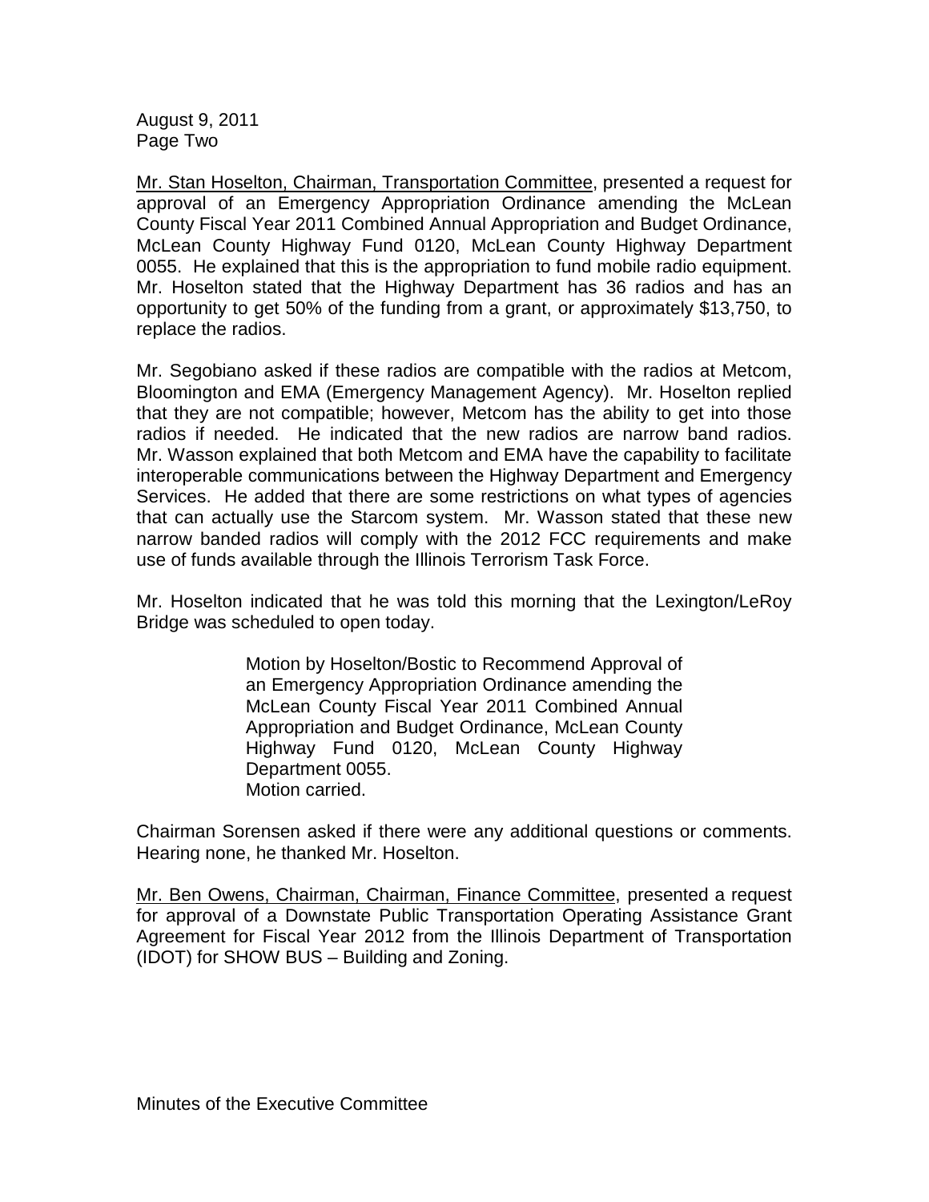Mr. Stan Hoselton, Chairman, Transportation Committee, presented a request for approval of an Emergency Appropriation Ordinance amending the McLean County Fiscal Year 2011 Combined Annual Appropriation and Budget Ordinance, McLean County Highway Fund 0120, McLean County Highway Department 0055. He explained that this is the appropriation to fund mobile radio equipment. Mr. Hoselton stated that the Highway Department has 36 radios and has an opportunity to get 50% of the funding from a grant, or approximately $13,750, to replace the radios.

Mr. Segobiano asked if these radios are compatible with the radios at Metcom, Bloomington and EMA (Emergency Management Agency). Mr. Hoselton replied that they are not compatible; however, Metcom has the ability to get into those radios if needed. He indicated that the new radios are narrow band radios. Mr. Wasson explained that both Metcom and EMA have the capability to facilitate interoperable communications between the Highway Department and Emergency Services. He added that there are some restrictions on what types of agencies that can actually use the Starcom system. Mr. Wasson stated that these new narrow banded radios will comply with the 2012 FCC requirements and make use of funds available through the Illinois Terrorism Task Force.

Mr. Hoselton indicated that he was told this morning that the Lexington/LeRoy Bridge was scheduled to open today.

> Motion by Hoselton/Bostic to Recommend Approval of an Emergency Appropriation Ordinance amending the McLean County Fiscal Year 2011 Combined Annual Appropriation and Budget Ordinance, McLean County Highway Fund 0120, McLean County Highway Department 0055.
> Motion carried.

Chairman Sorensen asked if there were any additional questions or comments. Hearing none, he thanked Mr. Hoselton.

Mr. Ben Owens, Chairman, Chairman, Finance Committee, presented a request for approval of a Downstate Public Transportation Operating Assistance Grant Agreement for Fiscal Year 2012 from the Illinois Department of Transportation (IDOT) for SHOW BUS – Building and Zoning.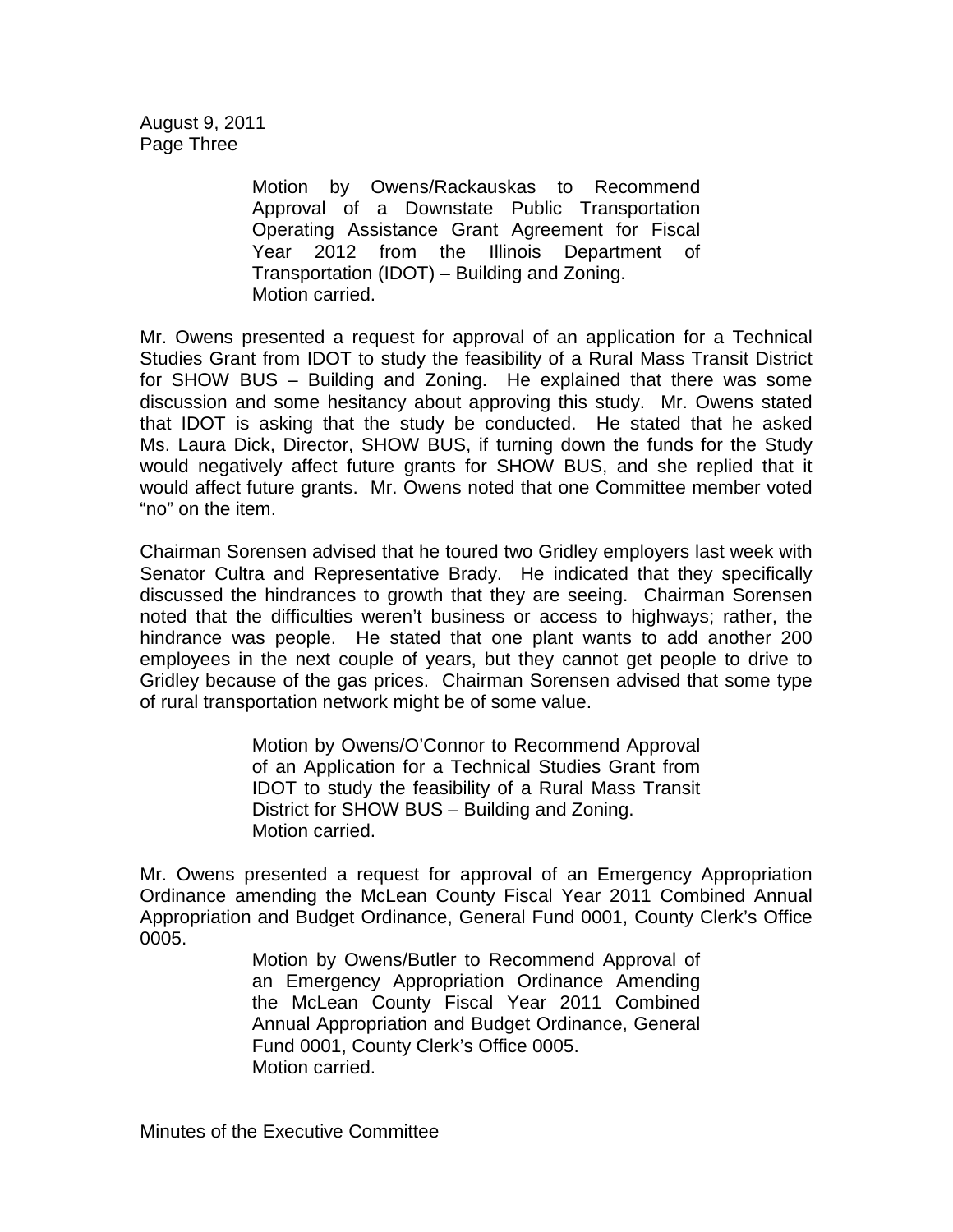Motion by Owens/Rackauskas to Recommend Approval of a Downstate Public Transportation Operating Assistance Grant Agreement for Fiscal Year 2012 from the Illinois Department of Transportation (IDOT) – Building and Zoning.
Motion carried.

Mr. Owens presented a request for approval of an application for a Technical Studies Grant from IDOT to study the feasibility of a Rural Mass Transit District for SHOW BUS – Building and Zoning. He explained that there was some discussion and some hesitancy about approving this study. Mr. Owens stated that IDOT is asking that the study be conducted. He stated that he asked Ms. Laura Dick, Director, SHOW BUS, if turning down the funds for the Study would negatively affect future grants for SHOW BUS, and she replied that it would affect future grants. Mr. Owens noted that one Committee member voted "no" on the item.

Chairman Sorensen advised that he toured two Gridley employers last week with Senator Cultra and Representative Brady. He indicated that they specifically discussed the hindrances to growth that they are seeing. Chairman Sorensen noted that the difficulties weren't business or access to highways; rather, the hindrance was people. He stated that one plant wants to add another 200 employees in the next couple of years, but they cannot get people to drive to Gridley because of the gas prices. Chairman Sorensen advised that some type of rural transportation network might be of some value.

Motion by Owens/O'Connor to Recommend Approval of an Application for a Technical Studies Grant from IDOT to study the feasibility of a Rural Mass Transit District for SHOW BUS – Building and Zoning.
Motion carried.

Mr. Owens presented a request for approval of an Emergency Appropriation Ordinance amending the McLean County Fiscal Year 2011 Combined Annual Appropriation and Budget Ordinance, General Fund 0001, County Clerk's Office 0005.

Motion by Owens/Butler to Recommend Approval of an Emergency Appropriation Ordinance Amending the McLean County Fiscal Year 2011 Combined Annual Appropriation and Budget Ordinance, General Fund 0001, County Clerk's Office 0005.
Motion carried.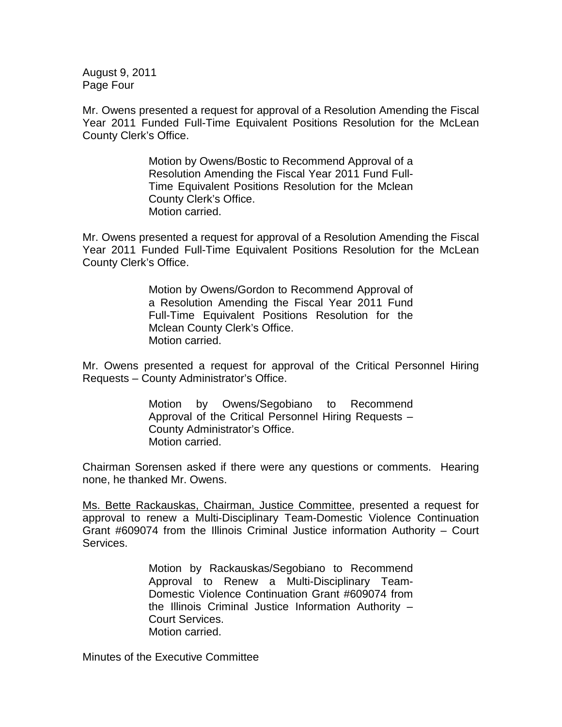Mr. Owens presented a request for approval of a Resolution Amending the Fiscal Year 2011 Funded Full-Time Equivalent Positions Resolution for the McLean County Clerk's Office.

> Motion by Owens/Bostic to Recommend Approval of a Resolution Amending the Fiscal Year 2011 Fund Full-Time Equivalent Positions Resolution for the Mclean County Clerk's Office.
> Motion carried.

Mr. Owens presented a request for approval of a Resolution Amending the Fiscal Year 2011 Funded Full-Time Equivalent Positions Resolution for the McLean County Clerk's Office.

> Motion by Owens/Gordon to Recommend Approval of a Resolution Amending the Fiscal Year 2011 Fund Full-Time Equivalent Positions Resolution for the Mclean County Clerk's Office.
> Motion carried.

Mr. Owens presented a request for approval of the Critical Personnel Hiring Requests – County Administrator's Office.

> Motion by Owens/Segobiano to Recommend Approval of the Critical Personnel Hiring Requests – County Administrator's Office.
> Motion carried.

Chairman Sorensen asked if there were any questions or comments. Hearing none, he thanked Mr. Owens.

<u>Ms. Bette Rackauskas, Chairman, Justice Committee</u>, presented a request for approval to renew a Multi-Disciplinary Team-Domestic Violence Continuation Grant #609074 from the Illinois Criminal Justice information Authority – Court Services.

> Motion by Rackauskas/Segobiano to Recommend Approval to Renew a Multi-Disciplinary Team-Domestic Violence Continuation Grant #609074 from the Illinois Criminal Justice Information Authority – Court Services.
> Motion carried.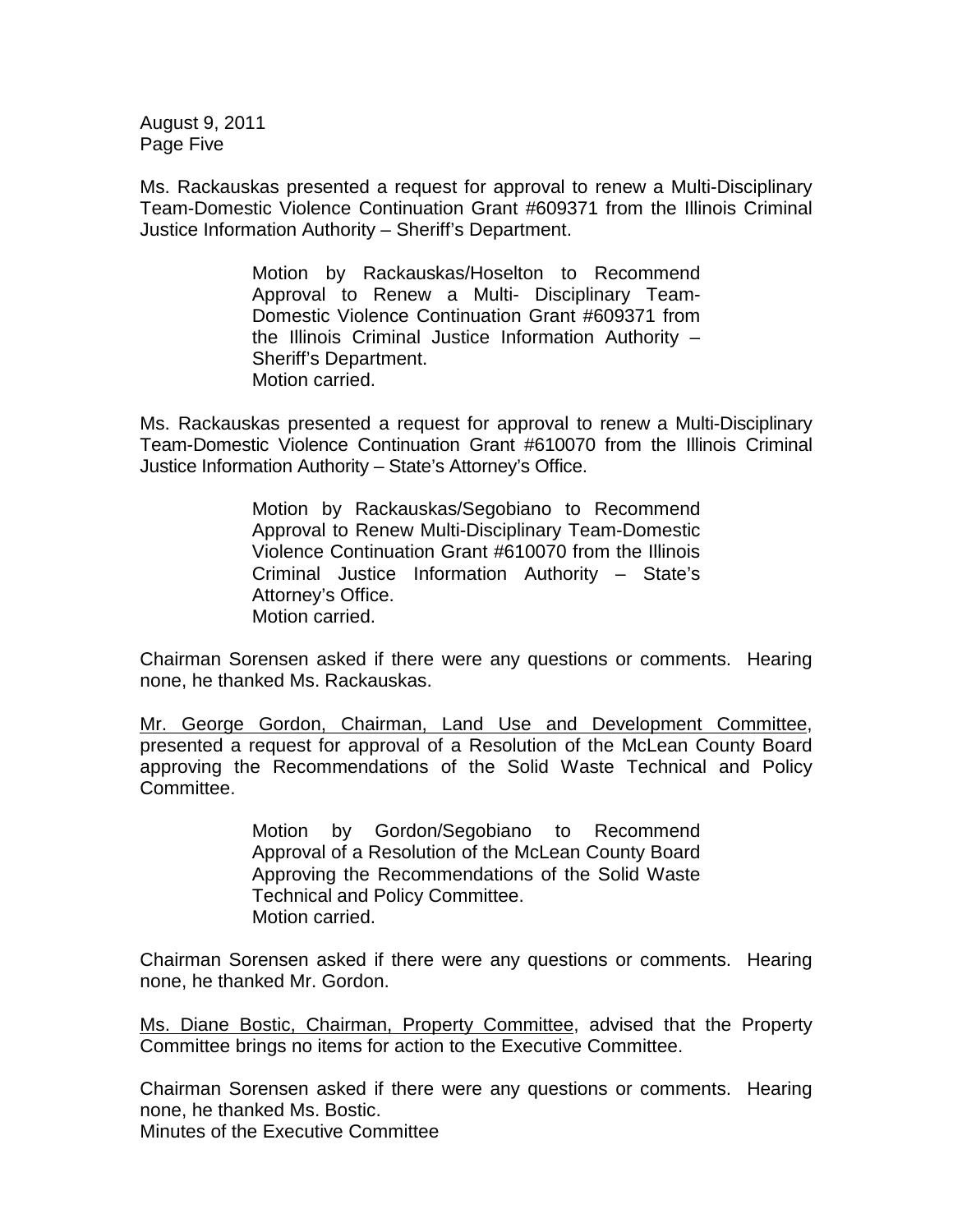Ms. Rackauskas presented a request for approval to renew a Multi-Disciplinary Team-Domestic Violence Continuation Grant #609371 from the Illinois Criminal Justice Information Authority – Sheriff's Department.

> Motion by Rackauskas/Hoselton to Recommend Approval to Renew a Multi- Disciplinary Team-Domestic Violence Continuation Grant #609371 from the Illinois Criminal Justice Information Authority – Sheriff's Department.
> Motion carried.

Ms. Rackauskas presented a request for approval to renew a Multi-Disciplinary Team-Domestic Violence Continuation Grant #610070 from the Illinois Criminal Justice Information Authority – State's Attorney's Office.

> Motion by Rackauskas/Segobiano to Recommend Approval to Renew Multi-Disciplinary Team-Domestic Violence Continuation Grant #610070 from the Illinois Criminal Justice Information Authority – State's Attorney's Office.
> Motion carried.

Chairman Sorensen asked if there were any questions or comments. Hearing none, he thanked Ms. Rackauskas.

<u>Mr. George Gordon, Chairman, Land Use and Development Committee</u>, presented a request for approval of a Resolution of the McLean County Board approving the Recommendations of the Solid Waste Technical and Policy Committee.

> Motion by Gordon/Segobiano to Recommend Approval of a Resolution of the McLean County Board Approving the Recommendations of the Solid Waste Technical and Policy Committee.
> Motion carried.

Chairman Sorensen asked if there were any questions or comments. Hearing none, he thanked Mr. Gordon.

<u>Ms. Diane Bostic, Chairman, Property Committee</u>, advised that the Property Committee brings no items for action to the Executive Committee.

Chairman Sorensen asked if there were any questions or comments. Hearing none, he thanked Ms. Bostic.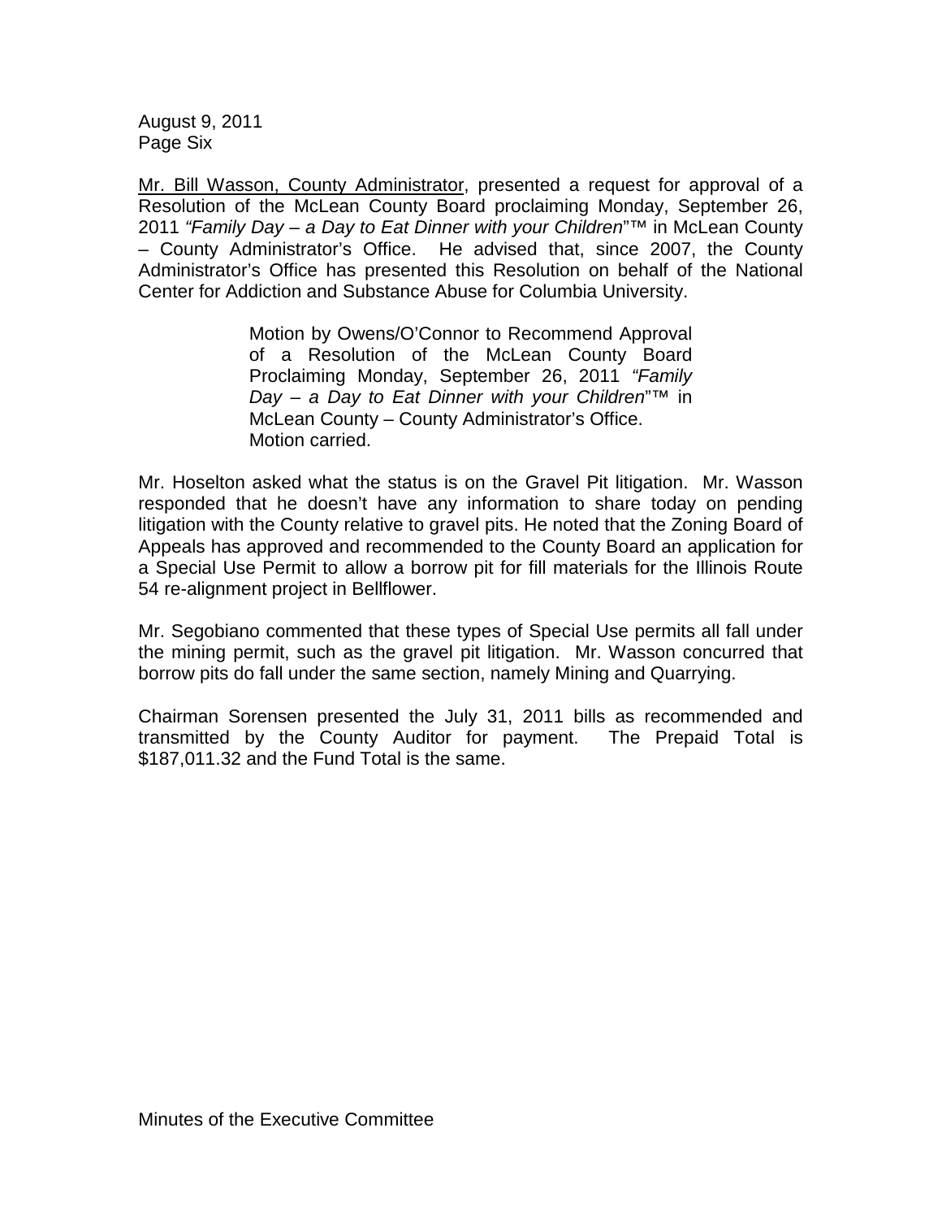Mr. Bill Wasson, County Administrator, presented a request for approval of a Resolution of the McLean County Board proclaiming Monday, September 26, 2011 *"Family Day – a Day to Eat Dinner with your Children*"™ in McLean County – County Administrator's Office. He advised that, since 2007, the County Administrator's Office has presented this Resolution on behalf of the National Center for Addiction and Substance Abuse for Columbia University.

> Motion by Owens/O'Connor to Recommend Approval of a Resolution of the McLean County Board Proclaiming Monday, September 26, 2011 *"Family Day – a Day to Eat Dinner with your Children*"™ in McLean County – County Administrator's Office.
> Motion carried.

Mr. Hoselton asked what the status is on the Gravel Pit litigation. Mr. Wasson responded that he doesn't have any information to share today on pending litigation with the County relative to gravel pits. He noted that the Zoning Board of Appeals has approved and recommended to the County Board an application for a Special Use Permit to allow a borrow pit for fill materials for the Illinois Route 54 re-alignment project in Bellflower.

Mr. Segobiano commented that these types of Special Use permits all fall under the mining permit, such as the gravel pit litigation. Mr. Wasson concurred that borrow pits do fall under the same section, namely Mining and Quarrying.

Chairman Sorensen presented the July 31, 2011 bills as recommended and transmitted by the County Auditor for payment. The Prepaid Total is $187,011.32 and the Fund Total is the same.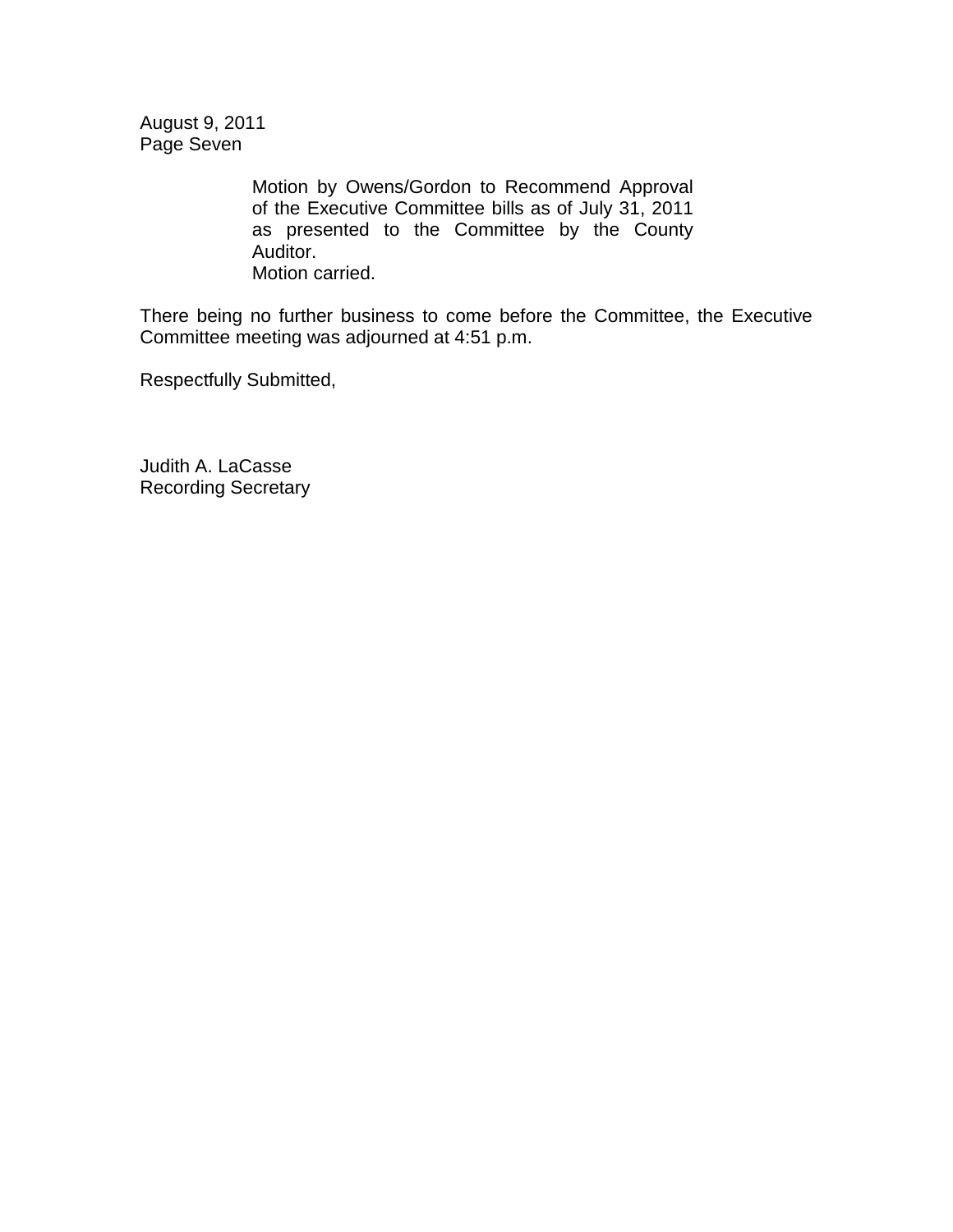Motion by Owens/Gordon to Recommend Approval of the Executive Committee bills as of July 31, 2011 as presented to the Committee by the County Auditor.
Motion carried.

There being no further business to come before the Committee, the Executive Committee meeting was adjourned at 4:51 p.m.

Respectfully Submitted,

Judith A. LaCasse
Recording Secretary